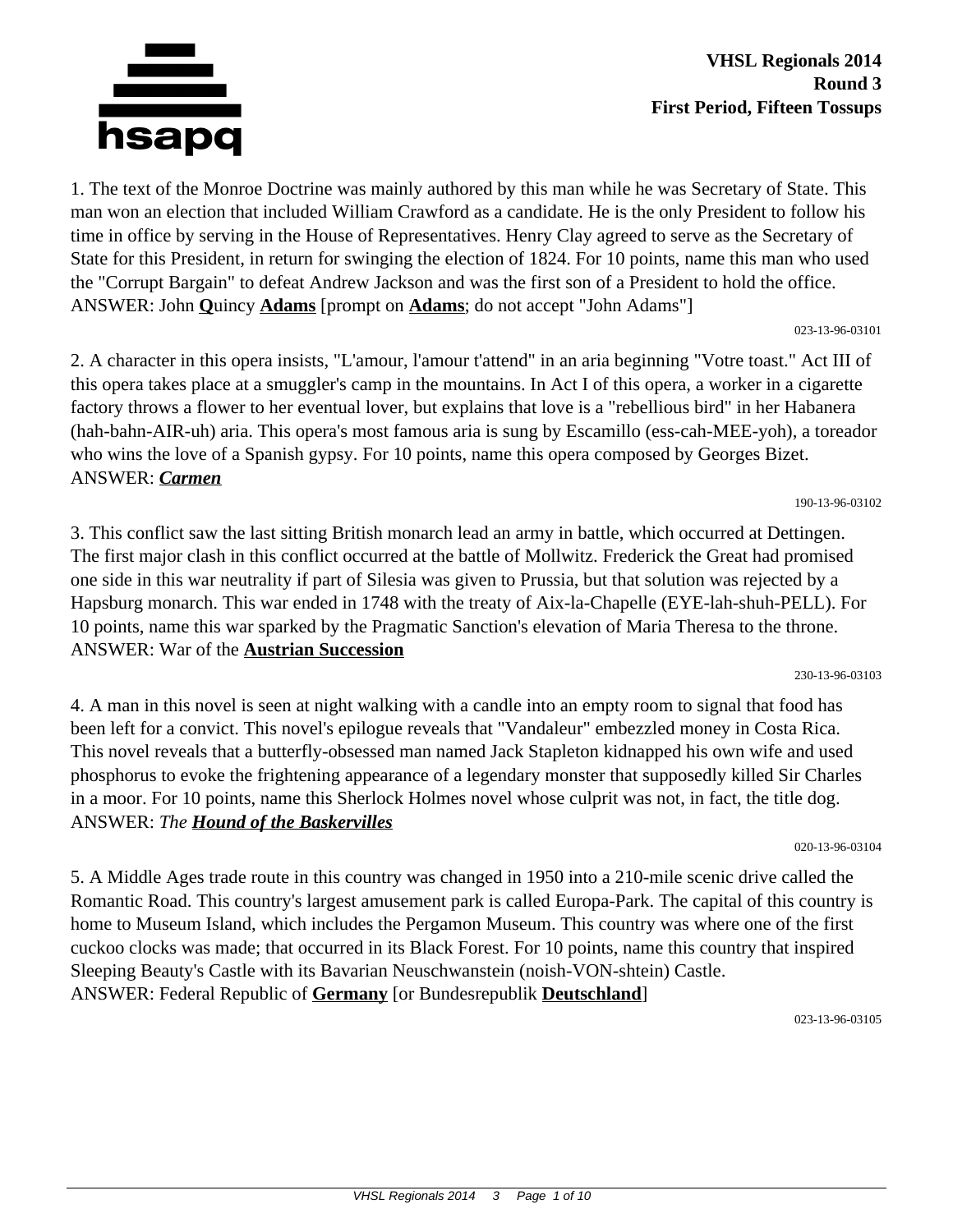**VHSL Regionals 2014**
**Round 3**
**First Period, Fifteen Tossups**

1. The text of the Monroe Doctrine was mainly authored by this man while he was Secretary of State. This man won an election that included William Crawford as a candidate. He is the only President to follow his time in office by serving in the House of Representatives. Henry Clay agreed to serve as the Secretary of State for this President, in return for swinging the election of 1824. For 10 points, name this man who used the "Corrupt Bargain" to defeat Andrew Jackson and was the first son of a President to hold the office.
ANSWER: John **Q**uincy **Adams** [prompt on **Adams**; do not accept "John Adams"]

023-13-96-03101

2. A character in this opera insists, "L'amour, l'amour t'attend" in an aria beginning "Votre toast." Act III of this opera takes place at a smuggler's camp in the mountains. In Act I of this opera, a worker in a cigarette factory throws a flower to her eventual lover, but explains that love is a "rebellious bird" in her Habanera (hah-bahn-AIR-uh) aria. This opera's most famous aria is sung by Escamillo (ess-cah-MEE-yoh), a toreador who wins the love of a Spanish gypsy. For 10 points, name this opera composed by Georges Bizet.
ANSWER: ***Carmen***

190-13-96-03102

3. This conflict saw the last sitting British monarch lead an army in battle, which occurred at Dettingen. The first major clash in this conflict occurred at the battle of Mollwitz. Frederick the Great had promised one side in this war neutrality if part of Silesia was given to Prussia, but that solution was rejected by a Hapsburg monarch. This war ended in 1748 with the treaty of Aix-la-Chapelle (EYE-lah-shuh-PELL). For 10 points, name this war sparked by the Pragmatic Sanction's elevation of Maria Theresa to the throne.
ANSWER: War of the **Austrian Succession**

230-13-96-03103

4. A man in this novel is seen at night walking with a candle into an empty room to signal that food has been left for a convict. This novel's epilogue reveals that "Vandaleur" embezzled money in Costa Rica. This novel reveals that a butterfly-obsessed man named Jack Stapleton kidnapped his own wife and used phosphorus to evoke the frightening appearance of a legendary monster that supposedly killed Sir Charles in a moor. For 10 points, name this Sherlock Holmes novel whose culprit was not, in fact, the title dog.
ANSWER: *The* ***Hound of the Baskervilles***

020-13-96-03104

5. A Middle Ages trade route in this country was changed in 1950 into a 210-mile scenic drive called the Romantic Road. This country's largest amusement park is called Europa-Park. The capital of this country is home to Museum Island, which includes the Pergamon Museum. This country was where one of the first cuckoo clocks was made; that occurred in its Black Forest. For 10 points, name this country that inspired Sleeping Beauty's Castle with its Bavarian Neuschwanstein (noish-VON-shtein) Castle.
ANSWER: Federal Republic of **Germany** [or Bundesrepublik **Deutschland**]

023-13-96-03105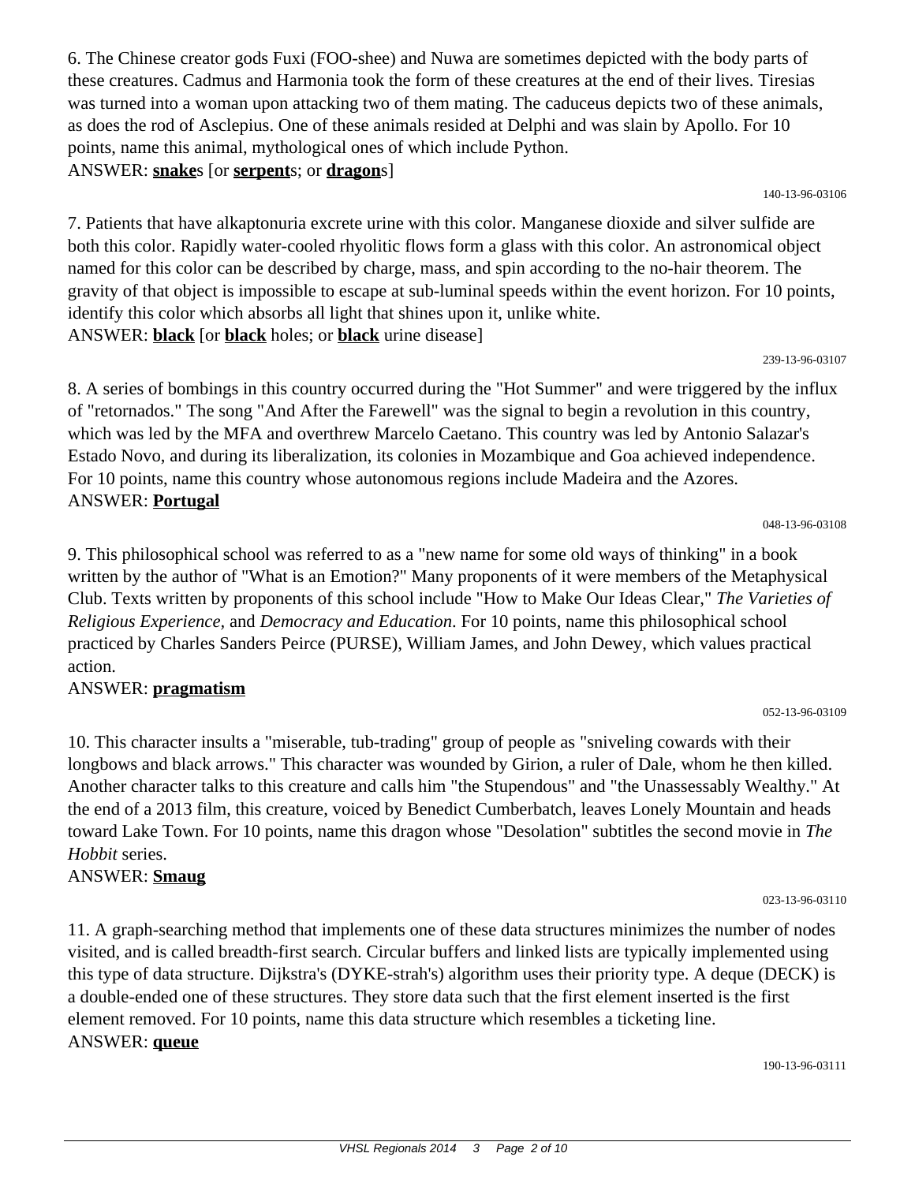6. The Chinese creator gods Fuxi (FOO-shee) and Nuwa are sometimes depicted with the body parts of these creatures. Cadmus and Harmonia took the form of these creatures at the end of their lives. Tiresias was turned into a woman upon attacking two of them mating. The caduceus depicts two of these animals, as does the rod of Asclepius. One of these animals resided at Delphi and was slain by Apollo. For 10 points, name this animal, mythological ones of which include Python.
ANSWER: **snake**s [or **serpent**s; or **dragon**s]

140-13-96-03106

7. Patients that have alkaptonuria excrete urine with this color. Manganese dioxide and silver sulfide are both this color. Rapidly water-cooled rhyolitic flows form a glass with this color. An astronomical object named for this color can be described by charge, mass, and spin according to the no-hair theorem. The gravity of that object is impossible to escape at sub-luminal speeds within the event horizon. For 10 points, identify this color which absorbs all light that shines upon it, unlike white.
ANSWER: **black** [or **black** holes; or **black** urine disease]

239-13-96-03107

8. A series of bombings in this country occurred during the "Hot Summer" and were triggered by the influx of "retornados." The song "And After the Farewell" was the signal to begin a revolution in this country, which was led by the MFA and overthrew Marcelo Caetano. This country was led by Antonio Salazar's Estado Novo, and during its liberalization, its colonies in Mozambique and Goa achieved independence. For 10 points, name this country whose autonomous regions include Madeira and the Azores.
ANSWER: **Portugal**

048-13-96-03108

9. This philosophical school was referred to as a "new name for some old ways of thinking" in a book written by the author of "What is an Emotion?" Many proponents of it were members of the Metaphysical Club. Texts written by proponents of this school include "How to Make Our Ideas Clear," *The Varieties of Religious Experience*, and *Democracy and Education*. For 10 points, name this philosophical school practiced by Charles Sanders Peirce (PURSE), William James, and John Dewey, which values practical action.
ANSWER: **pragmatism**

052-13-96-03109

10. This character insults a "miserable, tub-trading" group of people as "sniveling cowards with their longbows and black arrows." This character was wounded by Girion, a ruler of Dale, whom he then killed. Another character talks to this creature and calls him "the Stupendous" and "the Unassessably Wealthy." At the end of a 2013 film, this creature, voiced by Benedict Cumberbatch, leaves Lonely Mountain and heads toward Lake Town. For 10 points, name this dragon whose "Desolation" subtitles the second movie in *The Hobbit* series.
ANSWER: **Smaug**

023-13-96-03110

11. A graph-searching method that implements one of these data structures minimizes the number of nodes visited, and is called breadth-first search. Circular buffers and linked lists are typically implemented using this type of data structure. Dijkstra's (DYKE-strah's) algorithm uses their priority type. A deque (DECK) is a double-ended one of these structures. They store data such that the first element inserted is the first element removed. For 10 points, name this data structure which resembles a ticketing line.
ANSWER: **queue**

190-13-96-03111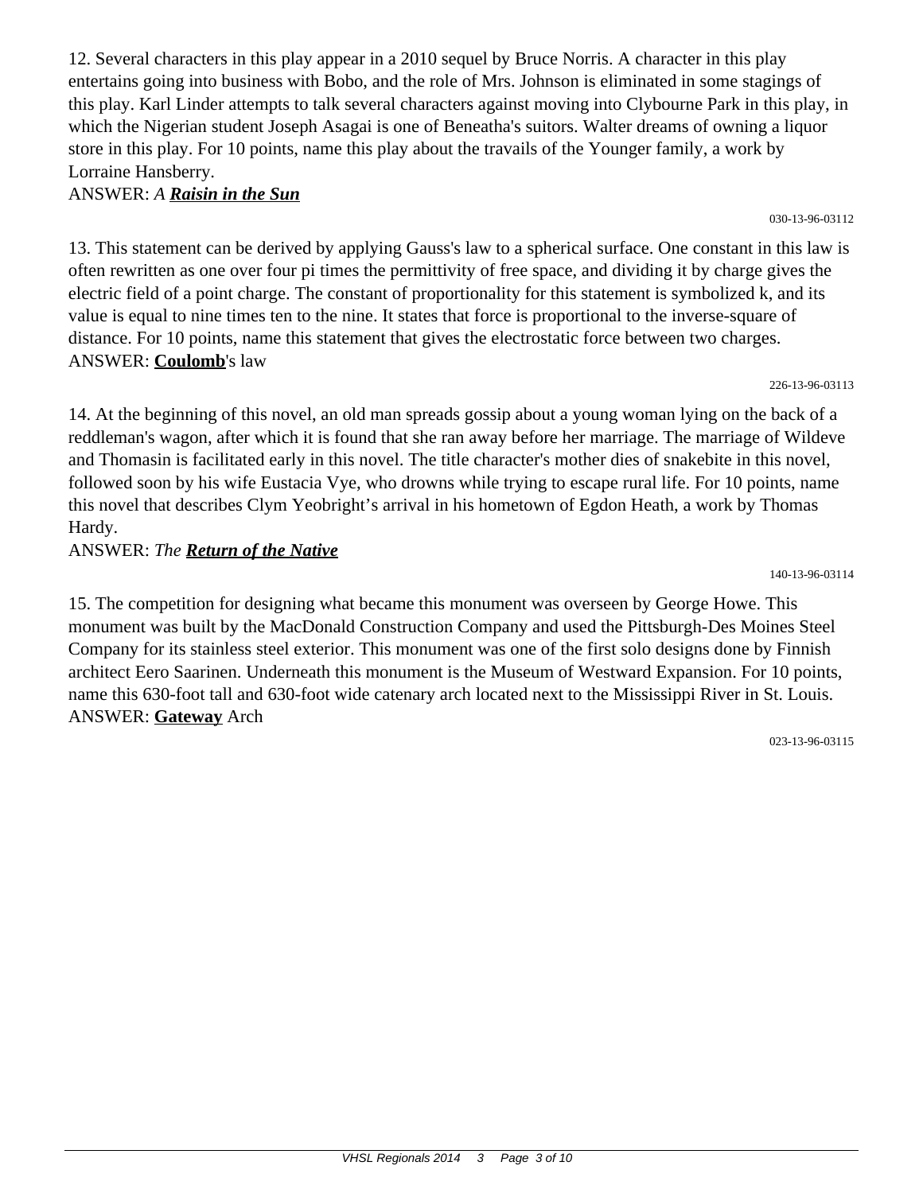12. Several characters in this play appear in a 2010 sequel by Bruce Norris. A character in this play entertains going into business with Bobo, and the role of Mrs. Johnson is eliminated in some stagings of this play. Karl Linder attempts to talk several characters against moving into Clybourne Park in this play, in which the Nigerian student Joseph Asagai is one of Beneatha's suitors. Walter dreams of owning a liquor store in this play. For 10 points, name this play about the travails of the Younger family, a work by Lorraine Hansberry.

ANSWER: *A* ***Raisin in the Sun***

030-13-96-03112

13. This statement can be derived by applying Gauss's law to a spherical surface. One constant in this law is often rewritten as one over four pi times the permittivity of free space, and dividing it by charge gives the electric field of a point charge. The constant of proportionality for this statement is symbolized k, and its value is equal to nine times ten to the nine. It states that force is proportional to the inverse-square of distance. For 10 points, name this statement that gives the electrostatic force between two charges.

ANSWER: **Coulomb**'s law

226-13-96-03113

14. At the beginning of this novel, an old man spreads gossip about a young woman lying on the back of a reddleman's wagon, after which it is found that she ran away before her marriage. The marriage of Wildeve and Thomasin is facilitated early in this novel. The title character's mother dies of snakebite in this novel, followed soon by his wife Eustacia Vye, who drowns while trying to escape rural life. For 10 points, name this novel that describes Clym Yeobright's arrival in his hometown of Egdon Heath, a work by Thomas Hardy.

ANSWER: *The* ***Return of the Native***

140-13-96-03114

15. The competition for designing what became this monument was overseen by George Howe. This monument was built by the MacDonald Construction Company and used the Pittsburgh-Des Moines Steel Company for its stainless steel exterior. This monument was one of the first solo designs done by Finnish architect Eero Saarinen. Underneath this monument is the Museum of Westward Expansion. For 10 points, name this 630-foot tall and 630-foot wide catenary arch located next to the Mississippi River in St. Louis.

ANSWER: **Gateway** Arch

023-13-96-03115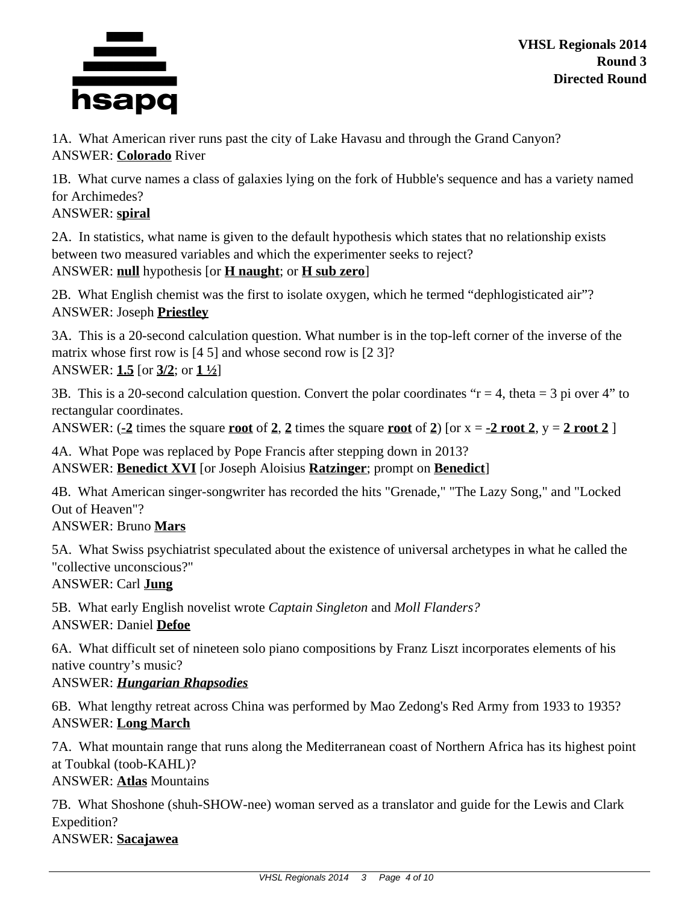**VHSL Regionals 2014**
**Round 3**
**Directed Round**

1A. What American river runs past the city of Lake Havasu and through the Grand Canyon?
ANSWER: **Colorado** River

1B. What curve names a class of galaxies lying on the fork of Hubble's sequence and has a variety named for Archimedes?
ANSWER: **spiral**

2A. In statistics, what name is given to the default hypothesis which states that no relationship exists between two measured variables and which the experimenter seeks to reject?
ANSWER: **null** hypothesis [or **H naught**; or **H sub zero**]

2B. What English chemist was the first to isolate oxygen, which he termed "dephlogisticated air"?
ANSWER: Joseph **Priestley**

3A. This is a 20-second calculation question. What number is in the top-left corner of the inverse of the matrix whose first row is [4 5] and whose second row is [2 3]?
ANSWER: **1.5** [or **3/2**; or **1 ½**]

3B. This is a 20-second calculation question. Convert the polar coordinates "r = 4, theta = 3 pi over 4" to rectangular coordinates.
ANSWER: (**-2** times the square **root** of **2**, **2** times the square **root** of **2**) [or x = **-2 root 2**, y = **2 root 2** ]

4A. What Pope was replaced by Pope Francis after stepping down in 2013?
ANSWER: **Benedict XVI** [or Joseph Aloisius **Ratzinger**; prompt on **Benedict**]

4B. What American singer-songwriter has recorded the hits "Grenade," "The Lazy Song," and "Locked Out of Heaven"?
ANSWER: Bruno **Mars**

5A. What Swiss psychiatrist speculated about the existence of universal archetypes in what he called the "collective unconscious?"
ANSWER: Carl **Jung**

5B. What early English novelist wrote *Captain Singleton* and *Moll Flanders?*
ANSWER: Daniel **Defoe**

6A. What difficult set of nineteen solo piano compositions by Franz Liszt incorporates elements of his native country's music?
ANSWER: ***Hungarian Rhapsodies***

6B. What lengthy retreat across China was performed by Mao Zedong's Red Army from 1933 to 1935?
ANSWER: **Long March**

7A. What mountain range that runs along the Mediterranean coast of Northern Africa has its highest point at Toubkal (toob-KAHL)?
ANSWER: **Atlas** Mountains

7B. What Shoshone (shuh-SHOW-nee) woman served as a translator and guide for the Lewis and Clark Expedition?
ANSWER: **Sacajawea**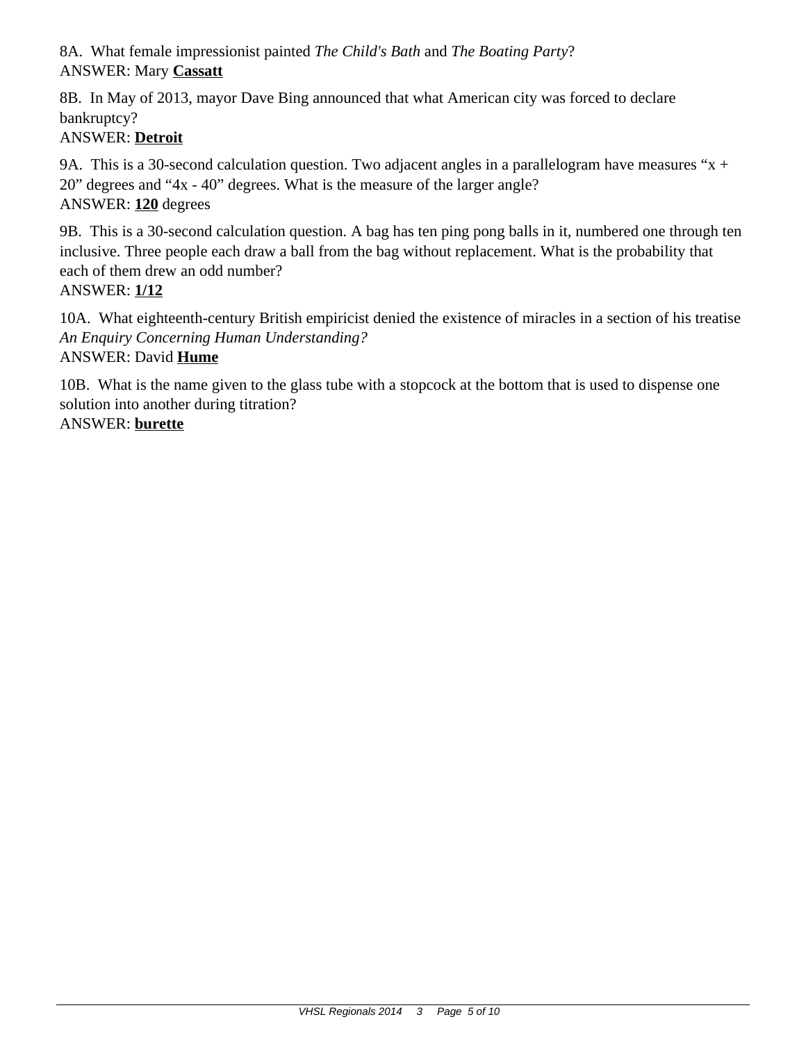8A. What female impressionist painted *The Child's Bath* and *The Boating Party*?
ANSWER: Mary **Cassatt**

8B. In May of 2013, mayor Dave Bing announced that what American city was forced to declare bankruptcy?
ANSWER: **Detroit**

9A. This is a 30-second calculation question. Two adjacent angles in a parallelogram have measures "$x + 20$" degrees and "$4x - 40$" degrees. What is the measure of the larger angle?
ANSWER: **120** degrees

9B. This is a 30-second calculation question. A bag has ten ping pong balls in it, numbered one through ten inclusive. Three people each draw a ball from the bag without replacement. What is the probability that each of them drew an odd number?
ANSWER: **1/12**

10A. What eighteenth-century British empiricist denied the existence of miracles in a section of his treatise *An Enquiry Concerning Human Understanding?*
ANSWER: David **Hume**

10B. What is the name given to the glass tube with a stopcock at the bottom that is used to dispense one solution into another during titration?
ANSWER: **burette**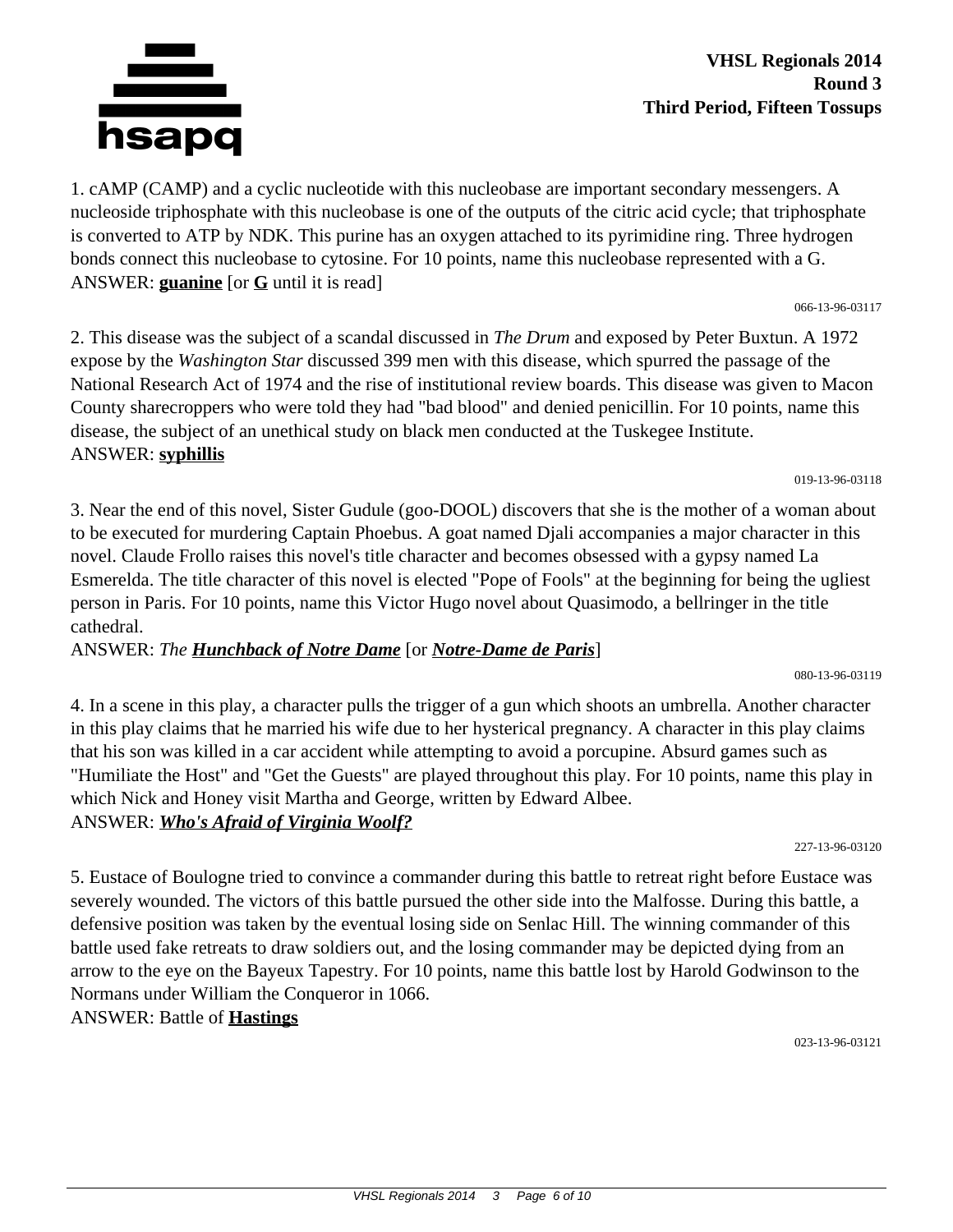**VHSL Regionals 2014**
**Round 3**
**Third Period, Fifteen Tossups**

1. cAMP (CAMP) and a cyclic nucleotide with this nucleobase are important secondary messengers. A nucleoside triphosphate with this nucleobase is one of the outputs of the citric acid cycle; that triphosphate is converted to ATP by NDK. This purine has an oxygen attached to its pyrimidine ring. Three hydrogen bonds connect this nucleobase to cytosine. For 10 points, name this nucleobase represented with a G.
ANSWER: **guanine** [or **G** until it is read]

066-13-96-03117

2. This disease was the subject of a scandal discussed in *The Drum* and exposed by Peter Buxtun. A 1972 expose by the *Washington Star* discussed 399 men with this disease, which spurred the passage of the National Research Act of 1974 and the rise of institutional review boards. This disease was given to Macon County sharecroppers who were told they had "bad blood" and denied penicillin. For 10 points, name this disease, the subject of an unethical study on black men conducted at the Tuskegee Institute.
ANSWER: **syphillis**

019-13-96-03118

3. Near the end of this novel, Sister Gudule (goo-DOOL) discovers that she is the mother of a woman about to be executed for murdering Captain Phoebus. A goat named Djali accompanies a major character in this novel. Claude Frollo raises this novel's title character and becomes obsessed with a gypsy named La Esmerelda. The title character of this novel is elected "Pope of Fools" at the beginning for being the ugliest person in Paris. For 10 points, name this Victor Hugo novel about Quasimodo, a bellringer in the title cathedral.
ANSWER: *The* ***Hunchback of Notre Dame*** [or ***Notre-Dame de Paris***]

080-13-96-03119

4. In a scene in this play, a character pulls the trigger of a gun which shoots an umbrella. Another character in this play claims that he married his wife due to her hysterical pregnancy. A character in this play claims that his son was killed in a car accident while attempting to avoid a porcupine. Absurd games such as "Humiliate the Host" and "Get the Guests" are played throughout this play. For 10 points, name this play in which Nick and Honey visit Martha and George, written by Edward Albee.
ANSWER: ***Who's Afraid of Virginia Woolf?***

227-13-96-03120

5. Eustace of Boulogne tried to convince a commander during this battle to retreat right before Eustace was severely wounded. The victors of this battle pursued the other side into the Malfosse. During this battle, a defensive position was taken by the eventual losing side on Senlac Hill. The winning commander of this battle used fake retreats to draw soldiers out, and the losing commander may be depicted dying from an arrow to the eye on the Bayeux Tapestry. For 10 points, name this battle lost by Harold Godwinson to the Normans under William the Conqueror in 1066.
ANSWER: Battle of **Hastings**

023-13-96-03121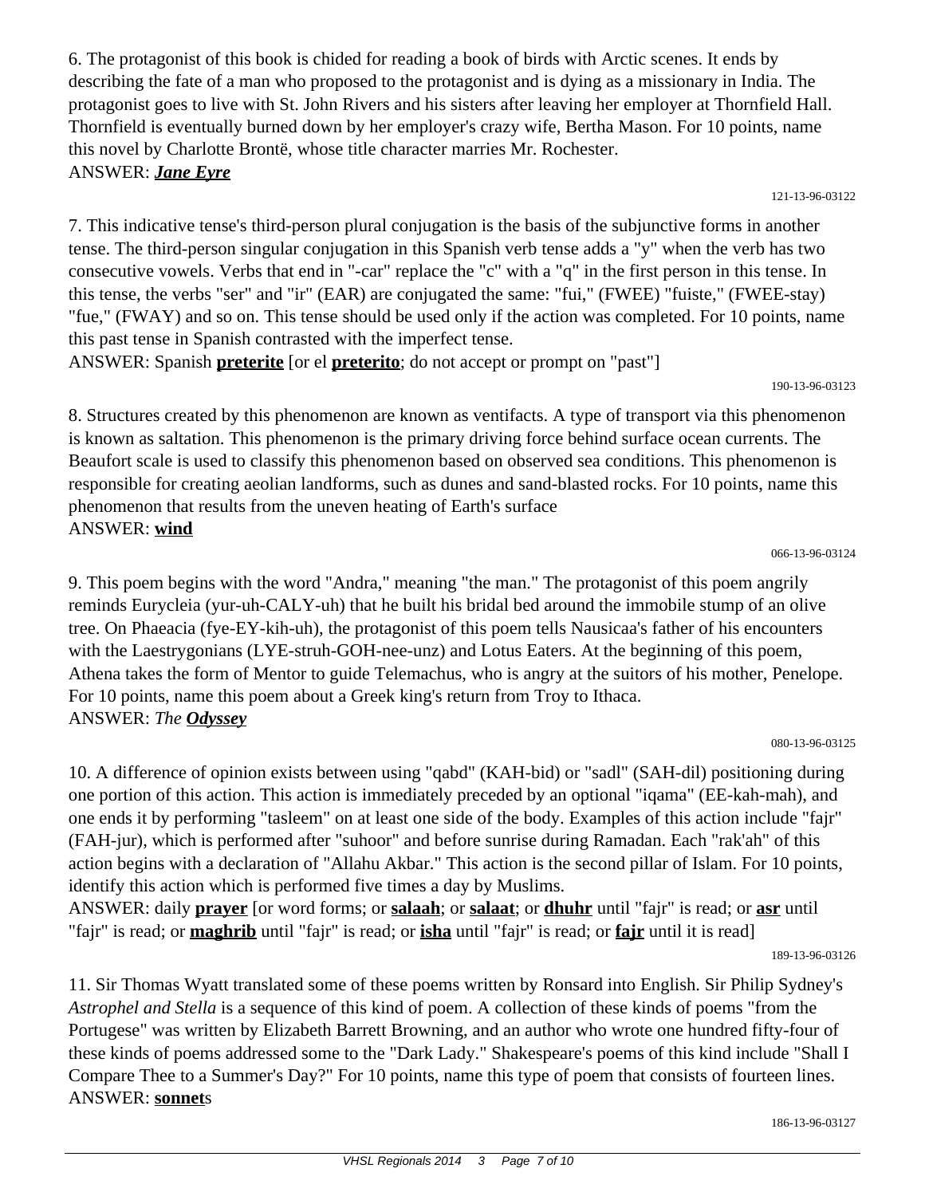6. The protagonist of this book is chided for reading a book of birds with Arctic scenes. It ends by describing the fate of a man who proposed to the protagonist and is dying as a missionary in India. The protagonist goes to live with St. John Rivers and his sisters after leaving her employer at Thornfield Hall. Thornfield is eventually burned down by her employer's crazy wife, Bertha Mason. For 10 points, name this novel by Charlotte Brontë, whose title character marries Mr. Rochester.
ANSWER: ***Jane Eyre***

121-13-96-03122

7. This indicative tense's third-person plural conjugation is the basis of the subjunctive forms in another tense. The third-person singular conjugation in this Spanish verb tense adds a "y" when the verb has two consecutive vowels. Verbs that end in "-car" replace the "c" with a "q" in the first person in this tense. In this tense, the verbs "ser" and "ir" (EAR) are conjugated the same: "fui," (FWEE) "fuiste," (FWEE-stay) "fue," (FWAY) and so on. This tense should be used only if the action was completed. For 10 points, name this past tense in Spanish contrasted with the imperfect tense.
ANSWER: Spanish **preterite** [or el **preterito**; do not accept or prompt on "past"]

190-13-96-03123

8. Structures created by this phenomenon are known as ventifacts. A type of transport via this phenomenon is known as saltation. This phenomenon is the primary driving force behind surface ocean currents. The Beaufort scale is used to classify this phenomenon based on observed sea conditions. This phenomenon is responsible for creating aeolian landforms, such as dunes and sand-blasted rocks. For 10 points, name this phenomenon that results from the uneven heating of Earth's surface
ANSWER: **wind**

066-13-96-03124

9. This poem begins with the word "Andra," meaning "the man." The protagonist of this poem angrily reminds Eurycleia (yur-uh-CALY-uh) that he built his bridal bed around the immobile stump of an olive tree. On Phaeacia (fye-EY-kih-uh), the protagonist of this poem tells Nausicaa's father of his encounters with the Laestrygonians (LYE-struh-GOH-nee-unz) and Lotus Eaters. At the beginning of this poem, Athena takes the form of Mentor to guide Telemachus, who is angry at the suitors of his mother, Penelope. For 10 points, name this poem about a Greek king's return from Troy to Ithaca.
ANSWER: *The* ***Odyssey***

080-13-96-03125

10. A difference of opinion exists between using "qabd" (KAH-bid) or "sadl" (SAH-dil) positioning during one portion of this action. This action is immediately preceded by an optional "iqama" (EE-kah-mah), and one ends it by performing "tasleem" on at least one side of the body. Examples of this action include "fajr" (FAH-jur), which is performed after "suhoor" and before sunrise during Ramadan. Each "rak'ah" of this action begins with a declaration of "Allahu Akbar." This action is the second pillar of Islam. For 10 points, identify this action which is performed five times a day by Muslims.
ANSWER: daily **prayer** [or word forms; or **salaah**; or **salaat**; or **dhuhr** until "fajr" is read; or **asr** until "fajr" is read; or **maghrib** until "fajr" is read; or **isha** until "fajr" is read; or **fajr** until it is read]

189-13-96-03126

11. Sir Thomas Wyatt translated some of these poems written by Ronsard into English. Sir Philip Sydney's *Astrophel and Stella* is a sequence of this kind of poem. A collection of these kinds of poems "from the Portugese" was written by Elizabeth Barrett Browning, and an author who wrote one hundred fifty-four of these kinds of poems addressed some to the "Dark Lady." Shakespeare's poems of this kind include "Shall I Compare Thee to a Summer's Day?" For 10 points, name this type of poem that consists of fourteen lines.
ANSWER: **sonnet**s

186-13-96-03127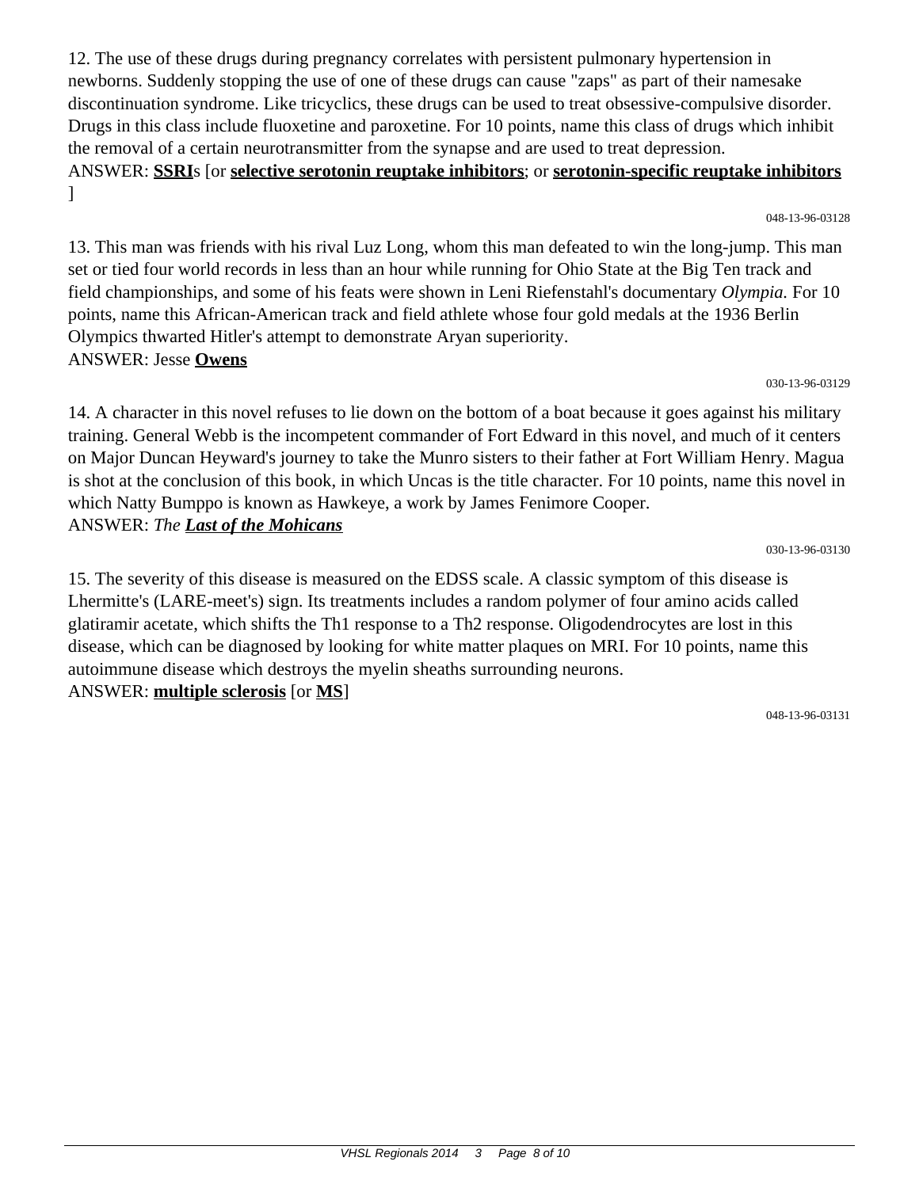12. The use of these drugs during pregnancy correlates with persistent pulmonary hypertension in newborns. Suddenly stopping the use of one of these drugs can cause "zaps" as part of their namesake discontinuation syndrome. Like tricyclics, these drugs can be used to treat obsessive-compulsive disorder. Drugs in this class include fluoxetine and paroxetine. For 10 points, name this class of drugs which inhibit the removal of a certain neurotransmitter from the synapse and are used to treat depression.
ANSWER: **SSRI**s [or **selective serotonin reuptake inhibitors**; or **serotonin-specific reuptake inhibitors** ]

048-13-96-03128

13. This man was friends with his rival Luz Long, whom this man defeated to win the long-jump. This man set or tied four world records in less than an hour while running for Ohio State at the Big Ten track and field championships, and some of his feats were shown in Leni Riefenstahl's documentary *Olympia.* For 10 points, name this African-American track and field athlete whose four gold medals at the 1936 Berlin Olympics thwarted Hitler's attempt to demonstrate Aryan superiority.
ANSWER: Jesse **Owens**

030-13-96-03129

14. A character in this novel refuses to lie down on the bottom of a boat because it goes against his military training. General Webb is the incompetent commander of Fort Edward in this novel, and much of it centers on Major Duncan Heyward's journey to take the Munro sisters to their father at Fort William Henry. Magua is shot at the conclusion of this book, in which Uncas is the title character. For 10 points, name this novel in which Natty Bumppo is known as Hawkeye, a work by James Fenimore Cooper.
ANSWER: *The* ***Last of the Mohicans***

030-13-96-03130

15. The severity of this disease is measured on the EDSS scale. A classic symptom of this disease is Lhermitte's (LARE-meet's) sign. Its treatments includes a random polymer of four amino acids called glatiramir acetate, which shifts the Th1 response to a Th2 response. Oligodendrocytes are lost in this disease, which can be diagnosed by looking for white matter plaques on MRI. For 10 points, name this autoimmune disease which destroys the myelin sheaths surrounding neurons.
ANSWER: **multiple sclerosis** [or **MS**]

048-13-96-03131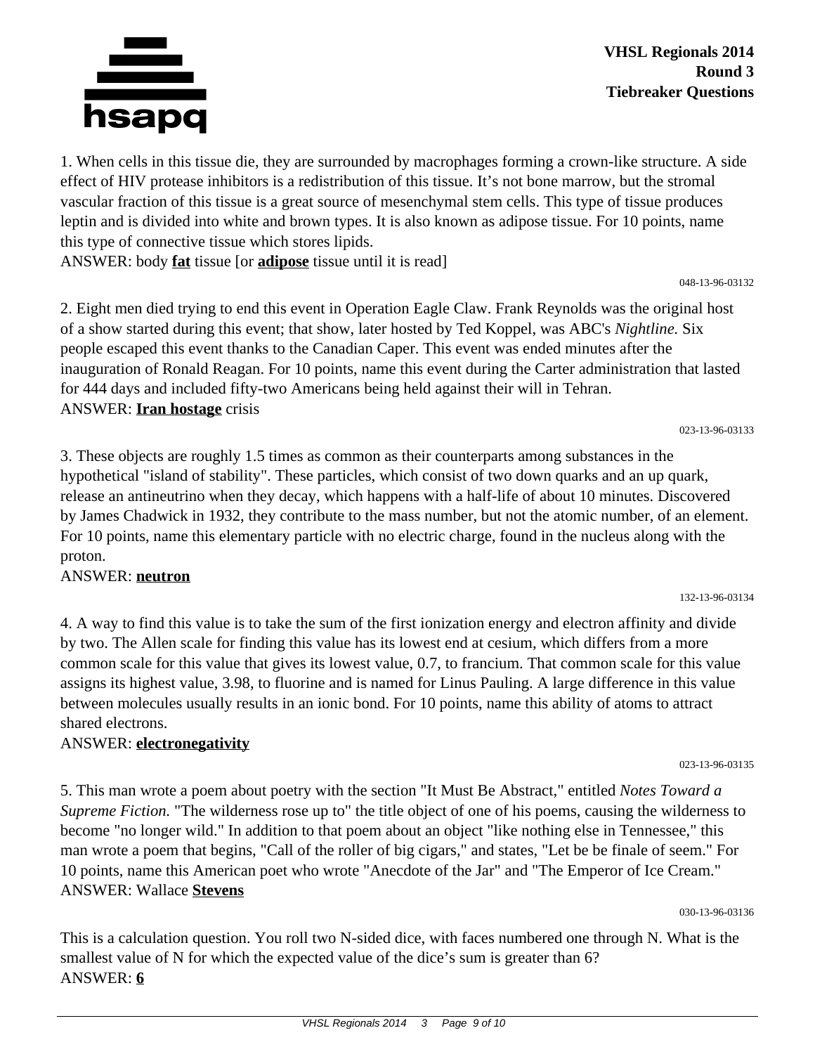**VHSL Regionals 2014**
**Round 3**
**Tiebreaker Questions**

1. When cells in this tissue die, they are surrounded by macrophages forming a crown-like structure. A side effect of HIV protease inhibitors is a redistribution of this tissue. It's not bone marrow, but the stromal vascular fraction of this tissue is a great source of mesenchymal stem cells. This type of tissue produces leptin and is divided into white and brown types. It is also known as adipose tissue. For 10 points, name this type of connective tissue which stores lipids.
ANSWER: body **fat** tissue [or **adipose** tissue until it is read]

048-13-96-03132

2. Eight men died trying to end this event in Operation Eagle Claw. Frank Reynolds was the original host of a show started during this event; that show, later hosted by Ted Koppel, was ABC's *Nightline.* Six people escaped this event thanks to the Canadian Caper. This event was ended minutes after the inauguration of Ronald Reagan. For 10 points, name this event during the Carter administration that lasted for 444 days and included fifty-two Americans being held against their will in Tehran.
ANSWER: **Iran hostage** crisis

023-13-96-03133

3. These objects are roughly 1.5 times as common as their counterparts among substances in the hypothetical "island of stability". These particles, which consist of two down quarks and an up quark, release an antineutrino when they decay, which happens with a half-life of about 10 minutes. Discovered by James Chadwick in 1932, they contribute to the mass number, but not the atomic number, of an element. For 10 points, name this elementary particle with no electric charge, found in the nucleus along with the proton.
ANSWER: **neutron**

132-13-96-03134

4. A way to find this value is to take the sum of the first ionization energy and electron affinity and divide by two. The Allen scale for finding this value has its lowest end at cesium, which differs from a more common scale for this value that gives its lowest value, 0.7, to francium. That common scale for this value assigns its highest value, 3.98, to fluorine and is named for Linus Pauling. A large difference in this value between molecules usually results in an ionic bond. For 10 points, name this ability of atoms to attract shared electrons.
ANSWER: **electronegativity**

023-13-96-03135

5. This man wrote a poem about poetry with the section "It Must Be Abstract," entitled *Notes Toward a Supreme Fiction.* "The wilderness rose up to" the title object of one of his poems, causing the wilderness to become "no longer wild." In addition to that poem about an object "like nothing else in Tennessee," this man wrote a poem that begins, "Call of the roller of big cigars," and states, "Let be be finale of seem." For 10 points, name this American poet who wrote "Anecdote of the Jar" and "The Emperor of Ice Cream."
ANSWER: Wallace **Stevens**

030-13-96-03136

This is a calculation question. You roll two N-sided dice, with faces numbered one through N. What is the smallest value of N for which the expected value of the dice's sum is greater than 6?
ANSWER: **6**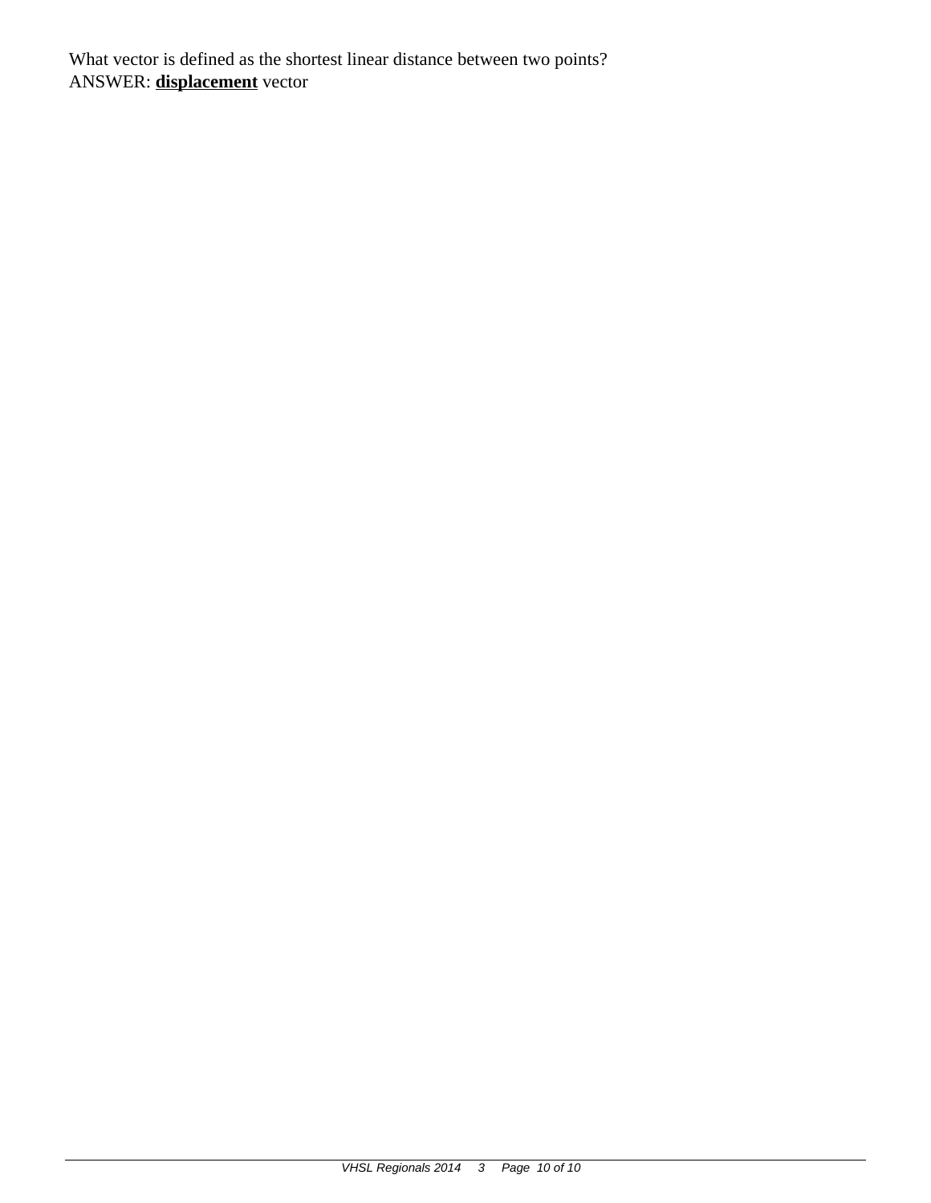What vector is defined as the shortest linear distance between two points?
ANSWER: **displacement** vector